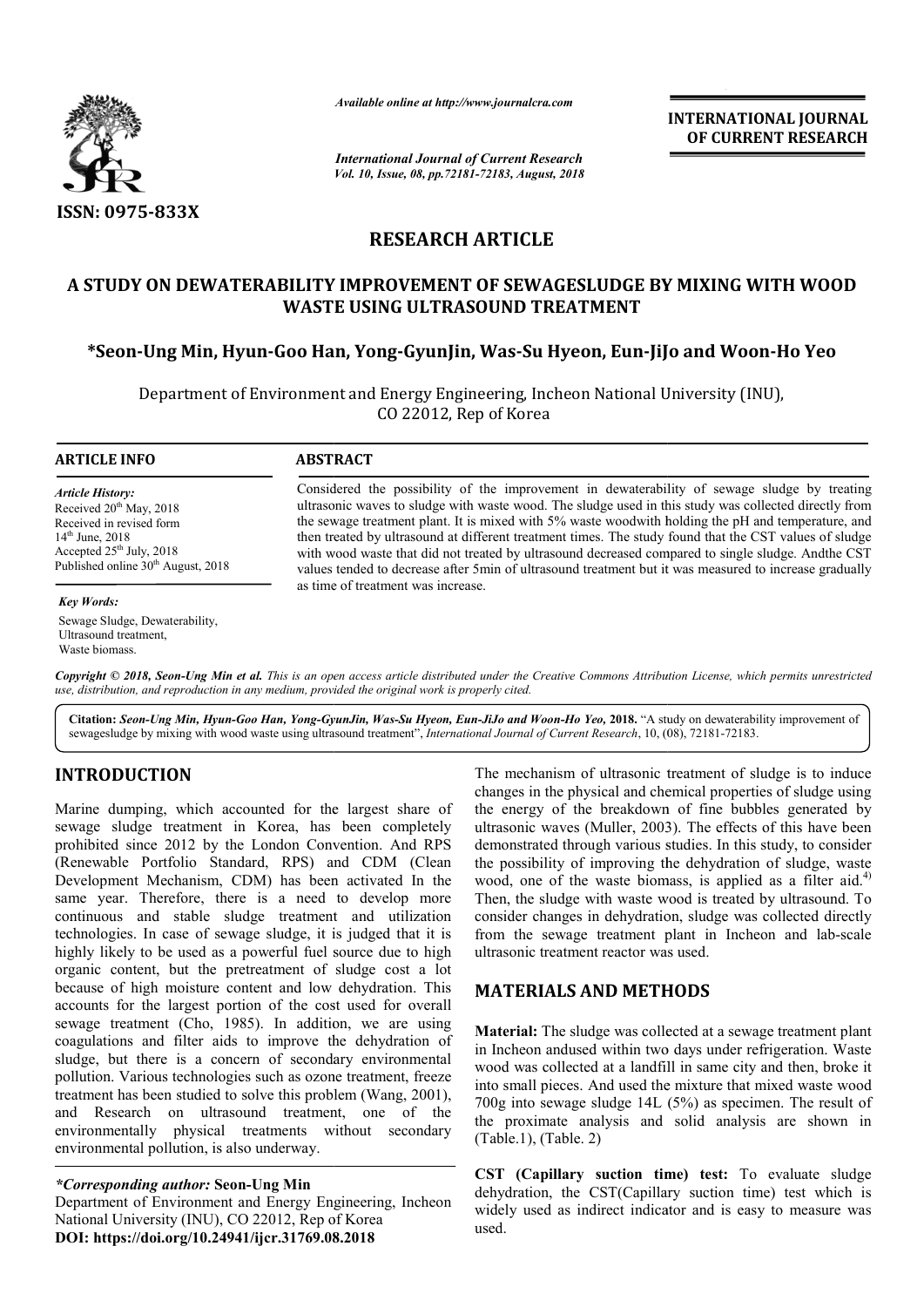ISSN: 0975-833X

*Available online at http://www.journalcra.com*

*International Journal of Current Research*
*Vol. 10, Issue, 08, pp.72181-72183, August, 2018*

**INTERNATIONAL JOURNAL OF CURRENT RESEARCH**

## RESEARCH ARTICLE

# A STUDY ON DEWATERABILITY IMPROVEMENT OF SEWAGESLUDGE BY MIXING WITH WOOD WASTE USING ULTRASOUND TREATMENT

**\*Seon-Ung Min, Hyun-Goo Han, Yong-GyunJin, Was-Su Hyeon, Eun-JiJo and Woon-Ho Yeo**

Department of Environment and Energy Engineering, Incheon National University (INU), CO 22012, Rep of Korea

**ARTICLE INFO**

*Article History:*
Received 20th May, 2018
Received in revised form 14th June, 2018
Accepted 25th July, 2018
Published online 30th August, 2018

*Key Words:*
Sewage Sludge, Dewaterability, Ultrasound treatment, Waste biomass.

**ABSTRACT**

Considered the possibility of the improvement in dewaterability of sewage sludge by treating ultrasonic waves to sludge with waste wood. The sludge used in this study was collected directly from the sewage treatment plant. It is mixed with 5% waste woodwith holding the pH and temperature, and then treated by ultrasound at different treatment times. The study found that the CST values of sludge with wood waste that did not treated by ultrasound decreased compared to single sludge. Andthe CST values tended to decrease after 5min of ultrasound treatment but it was measured to increase gradually as time of treatment was increase.

*Copyright © 2018, Seon-Ung Min et al. This is an open access article distributed under the Creative Commons Attribution License, which permits unrestricted use, distribution, and reproduction in any medium, provided the original work is properly cited.*

**Citation:** *Seon-Ung Min, Hyun-Goo Han, Yong-GyunJin, Was-Su Hyeon, Eun-JiJo and Woon-Ho Yeo,* **2018.** "A study on dewaterability improvement of sewagesludge by mixing with wood waste using ultrasound treatment", *International Journal of Current Research*, 10, (08), 72181-72183.

## INTRODUCTION

Marine dumping, which accounted for the largest share of sewage sludge treatment in Korea, has been completely prohibited since 2012 by the London Convention. And RPS (Renewable Portfolio Standard, RPS) and CDM (Clean Development Mechanism, CDM) has been activated In the same year. Therefore, there is a need to develop more continuous and stable sludge treatment and utilization technologies. In case of sewage sludge, it is judged that it is highly likely to be used as a powerful fuel source due to high organic content, but the pretreatment of sludge cost a lot because of high moisture content and low dehydration. This accounts for the largest portion of the cost used for overall sewage treatment (Cho, 1985). In addition, we are using coagulations and filter aids to improve the dehydration of sludge, but there is a concern of secondary environmental pollution. Various technologies such as ozone treatment, freeze treatment has been studied to solve this problem (Wang, 2001), and Research on ultrasound treatment, one of the environmentally physical treatments without secondary environmental pollution, is also underway.

The mechanism of ultrasonic treatment of sludge is to induce changes in the physical and chemical properties of sludge using the energy of the breakdown of fine bubbles generated by ultrasonic waves (Muller, 2003). The effects of this have been demonstrated through various studies. In this study, to consider the possibility of improving the dehydration of sludge, waste wood, one of the waste biomass, is applied as a filter aid.[4)] Then, the sludge with waste wood is treated by ultrasound. To consider changes in dehydration, sludge was collected directly from the sewage treatment plant in Incheon and lab-scale ultrasonic treatment reactor was used.

## MATERIALS AND METHODS

**Material:** The sludge was collected at a sewage treatment plant in Incheon andused within two days under refrigeration. Waste wood was collected at a landfill in same city and then, broke it into small pieces. And used the mixture that mixed waste wood 700g into sewage sludge 14L (5%) as specimen. The result of the proximate analysis and solid analysis are shown in (Table.1), (Table. 2)

**CST (Capillary suction time) test:** To evaluate sludge dehydration, the CST(Capillary suction time) test which is widely used as indirect indicator and is easy to measure was used.

*\*Corresponding author:* **Seon-Ung Min**
Department of Environment and Energy Engineering, Incheon National University (INU), CO 22012, Rep of Korea
**DOI: https://doi.org/10.24941/ijcr.31769.08.2018**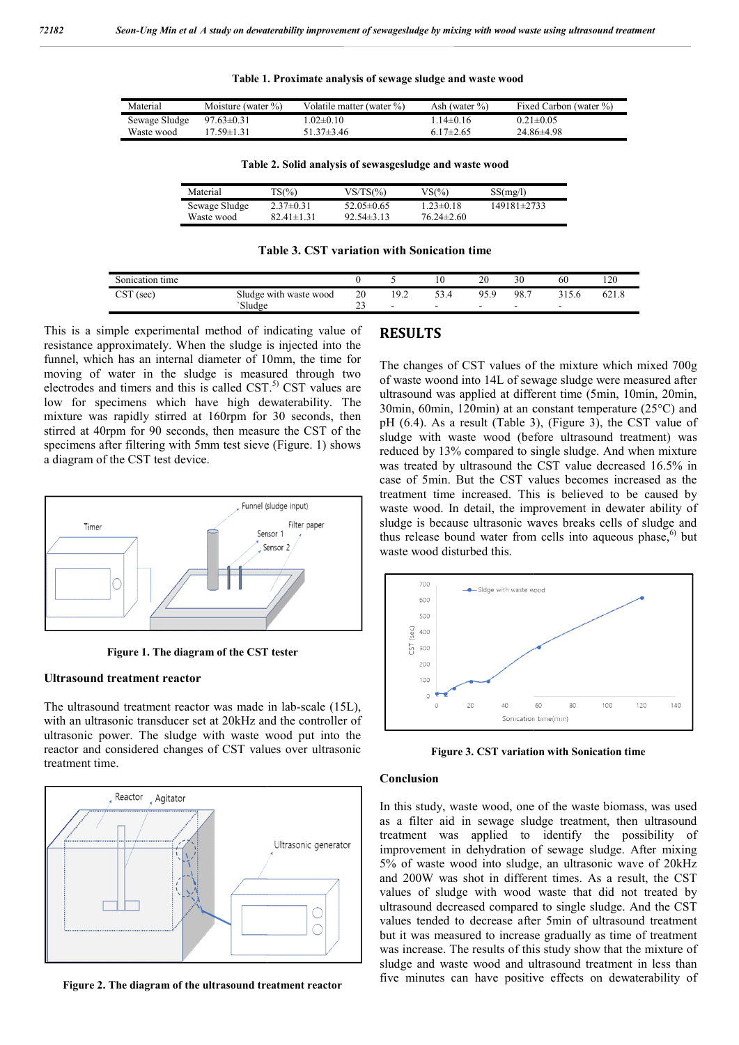**Table 1. Proximate analysis of sewage sludge and waste wood**

| Material | Moisture (water %) | Volatile matter (water %) | Ash (water %) | Fixed Carbon (water %) |
|---|---|---|---|---|
| Sewage Sludge | 97.63±0.31 | 1.02±0.10 | 1.14±0.16 | 0.21±0.05 |
| Waste wood | 17.59±1.31 | 51.37±3.46 | 6.17±2.65 | 24.86±4.98 |

**Table 2. Solid analysis of sewasgesludge and waste wood**

| Material | TS(%) | VS/TS(%) | VS(%) | SS(mg/l) |
|---|---|---|---|---|
| Sewage Sludge | 2.37±0.31 | 52.05±0.65 | 1.23±0.18 | 149181±2733 |
| Waste wood | 82.41±1.31 | 92.54±3.13 | 76.24±2.60 | |

**Table 3. CST variation with Sonication time**

| Sonication time | | 0 | 5 | 10 | 20 | 30 | 60 | 120 |
|---|---|---|---|---|---|---|---|---|
| CST (sec) | Sludge with waste wood | 20 | 19.2 | 53.4 | 95.9 | 98.7 | 315.6 | 621.8 |
| | `Sludge | 23 | - | - | - | - | - | |

This is a simple experimental method of indicating value of resistance approximately. When the sludge is injected into the funnel, which has an internal diameter of 10mm, the time for moving of water in the sludge is measured through two electrodes and timers and this is called CST.[5] CST values are low for specimens which have high dewaterability. The mixture was rapidly stirred at 160rpm for 30 seconds, then stirred at 40rpm for 90 seconds, then measure the CST of the specimens after filtering with 5mm test sieve (Figure. 1) shows a diagram of the CST test device.

**Figure 1. The diagram of the CST tester**

**Ultrasound treatment reactor**

The ultrasound treatment reactor was made in lab-scale (15L), with an ultrasonic transducer set at 20kHz and the controller of ultrasonic power. The sludge with waste wood put into the reactor and considered changes of CST values over ultrasonic treatment time.

**Figure 2. The diagram of the ultrasound treatment reactor**

## RESULTS

The changes of CST values of the mixture which mixed 700g of waste woond into 14L of sewage sludge were measured after ultrasound was applied at different time (5min, 10min, 20min, 30min, 60min, 120min) at an constant temperature (25°C) and pH (6.4). As a result (Table 3), (Figure 3), the CST value of sludge with waste wood (before ultrasound treatment) was reduced by 13% compared to single sludge. When mixture was treated by ultrasound the CST value decreased 16.5% in case of 5min. But the CST values becomes increased as the treatment time increased. This is believed to be caused by waste wood. In detail, the improvement in dewater ability of sludge is because ultrasonic waves breaks cells of sludge and thus release bound water from cells into aqueous phase,[6] but waste wood disturbed this.

**Figure 3. CST variation with Sonication time**

### Conclusion

In this study, waste wood, one of the waste biomass, was used as a filter aid in sewage sludge treatment, then ultrasound treatment was applied to identify the possibility of improvement in dehydration of sewage sludge. After mixing 5% of waste wood into sludge, an ultrasonic wave of 20kHz and 200W was shot in different times. As a result, the CST values of sludge with wood waste that did not treated by ultrasound decreased compared to single sludge. And the CST values tended to decrease after 5min of ultrasound treatment but it was measured to increase gradually as time of treatment was increase. The results of this study show that the mixture of sludge and waste wood and ultrasound treatment in less than five minutes can have positive effects on dewaterability of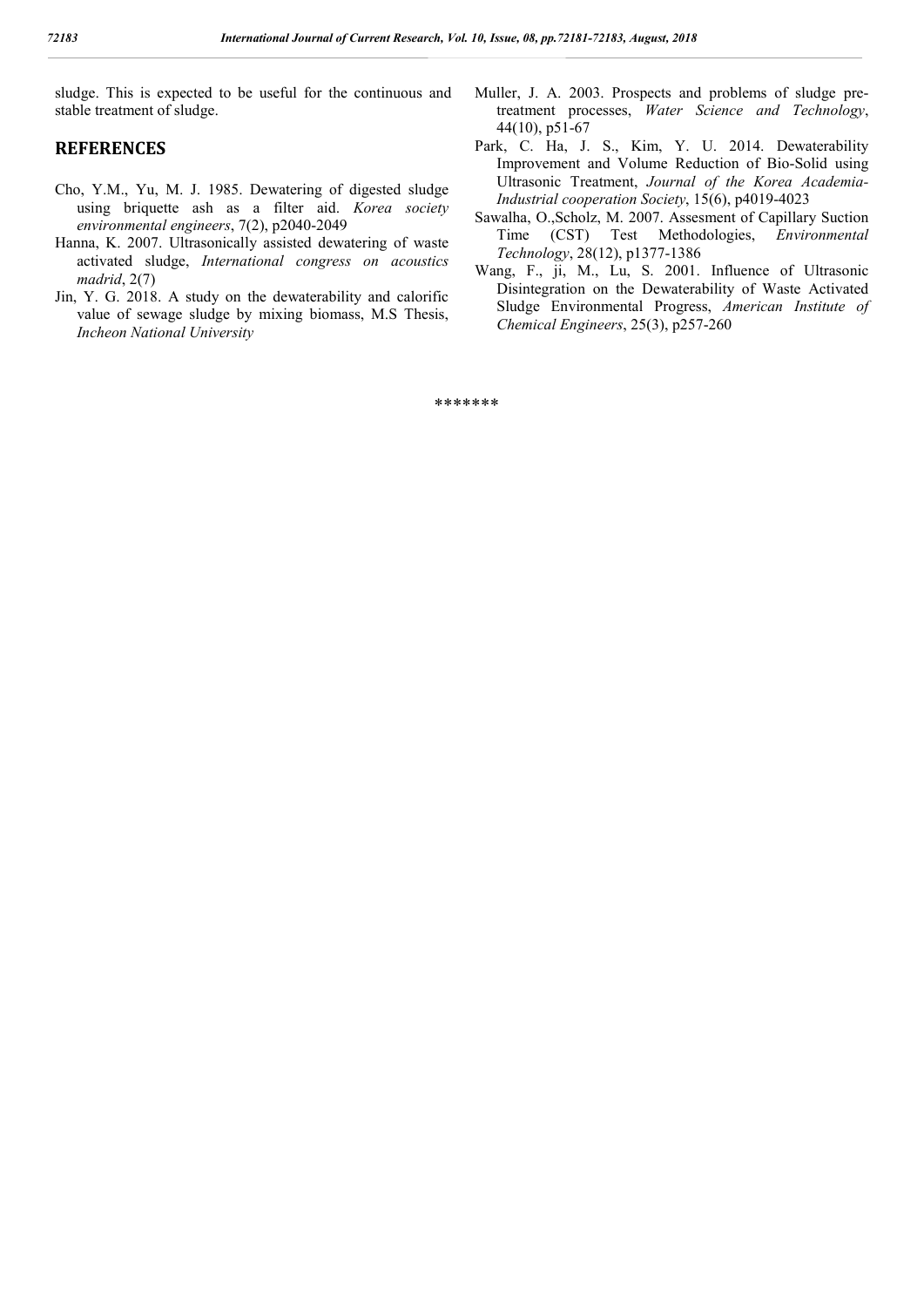sludge. This is expected to be useful for the continuous and stable treatment of sludge.

## REFERENCES

Cho, Y.M., Yu, M. J. 1985. Dewatering of digested sludge using briquette ash as a filter aid. *Korea society environmental engineers*, 7(2), p2040-2049

Hanna, K. 2007. Ultrasonically assisted dewatering of waste activated sludge, *International congress on acoustics madrid*, 2(7)

Jin, Y. G. 2018. A study on the dewaterability and calorific value of sewage sludge by mixing biomass, M.S Thesis, *Incheon National University*

Muller, J. A. 2003. Prospects and problems of sludge pre-treatment processes, *Water Science and Technology*, 44(10), p51-67

Park, C. Ha, J. S., Kim, Y. U. 2014. Dewaterability Improvement and Volume Reduction of Bio-Solid using Ultrasonic Treatment, *Journal of the Korea Academia-Industrial cooperation Society*, 15(6), p4019-4023

Sawalha, O.,Scholz, M. 2007. Assesment of Capillary Suction Time (CST) Test Methodologies, *Environmental Technology*, 28(12), p1377-1386

Wang, F., ji, M., Lu, S. 2001. Influence of Ultrasonic Disintegration on the Dewaterability of Waste Activated Sludge Environmental Progress, *American Institute of Chemical Engineers*, 25(3), p257-260

*******